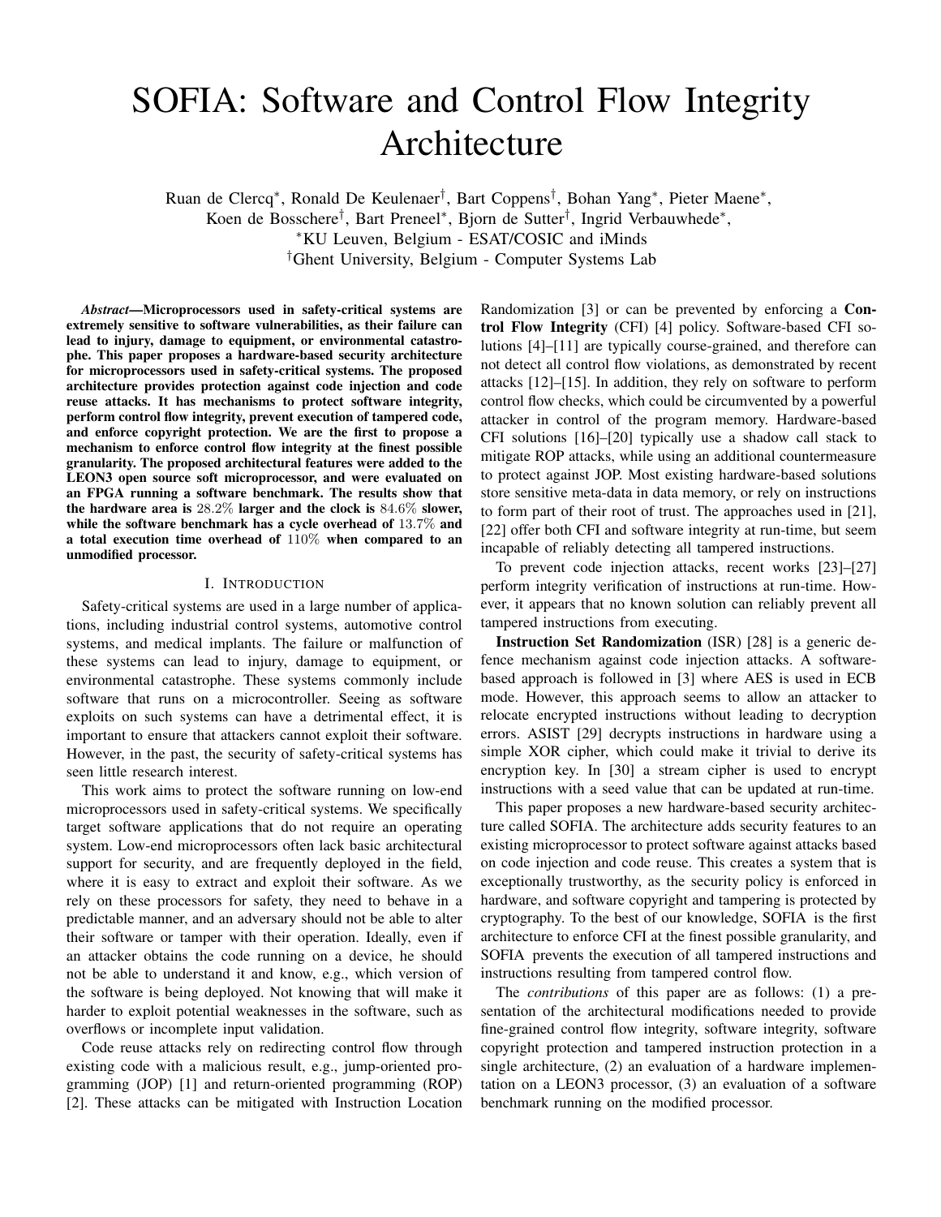# SOFIA: Software and Control Flow Integrity Architecture

Ruan de Clercq[*], Ronald De Keulenaer[†], Bart Coppens[†], Bohan Yang[*], Pieter Maene[*], Koen de Bosschere[†], Bart Preneel[*], Bjorn de Sutter[†], Ingrid Verbauwhede[*],

[*]KU Leuven, Belgium - ESAT/COSIC and iMinds

[†]Ghent University, Belgium - Computer Systems Lab

***Abstract*—Microprocessors used in safety-critical systems are extremely sensitive to software vulnerabilities, as their failure can lead to injury, damage to equipment, or environmental catastrophe. This paper proposes a hardware-based security architecture for microprocessors used in safety-critical systems. The proposed architecture provides protection against code injection and code reuse attacks. It has mechanisms to protect software integrity, perform control flow integrity, prevent execution of tampered code, and enforce copyright protection. We are the first to propose a mechanism to enforce control flow integrity at the finest possible granularity. The proposed architectural features were added to the LEON3 open source soft microprocessor, and were evaluated on an FPGA running a software benchmark. The results show that the hardware area is $28.2\%$ larger and the clock is $84.6\%$ slower, while the software benchmark has a cycle overhead of $13.7\%$ and a total execution time overhead of $110\%$ when compared to an unmodified processor.**

## I. Introduction

Safety-critical systems are used in a large number of applications, including industrial control systems, automotive control systems, and medical implants. The failure or malfunction of these systems can lead to injury, damage to equipment, or environmental catastrophe. These systems commonly include software that runs on a microcontroller. Seeing as software exploits on such systems can have a detrimental effect, it is important to ensure that attackers cannot exploit their software. However, in the past, the security of safety-critical systems has seen little research interest.

This work aims to protect the software running on low-end microprocessors used in safety-critical systems. We specifically target software applications that do not require an operating system. Low-end microprocessors often lack basic architectural support for security, and are frequently deployed in the field, where it is easy to extract and exploit their software. As we rely on these processors for safety, they need to behave in a predictable manner, and an adversary should not be able to alter their software or tamper with their operation. Ideally, even if an attacker obtains the code running on a device, he should not be able to understand it and know, e.g., which version of the software is being deployed. Not knowing that will make it harder to exploit potential weaknesses in the software, such as overflows or incomplete input validation.

Code reuse attacks rely on redirecting control flow through existing code with a malicious result, e.g., jump-oriented programming (JOP) [1] and return-oriented programming (ROP) [2]. These attacks can be mitigated with Instruction Location Randomization [3] or can be prevented by enforcing a **Control Flow Integrity** (CFI) [4] policy. Software-based CFI solutions [4]–[11] are typically course-grained, and therefore can not detect all control flow violations, as demonstrated by recent attacks [12]–[15]. In addition, they rely on software to perform control flow checks, which could be circumvented by a powerful attacker in control of the program memory. Hardware-based CFI solutions [16]–[20] typically use a shadow call stack to mitigate ROP attacks, while using an additional countermeasure to protect against JOP. Most existing hardware-based solutions store sensitive meta-data in data memory, or rely on instructions to form part of their root of trust. The approaches used in [21], [22] offer both CFI and software integrity at run-time, but seem incapable of reliably detecting all tampered instructions.

To prevent code injection attacks, recent works [23]–[27] perform integrity verification of instructions at run-time. However, it appears that no known solution can reliably prevent all tampered instructions from executing.

**Instruction Set Randomization** (ISR) [28] is a generic defence mechanism against code injection attacks. A software-based approach is followed in [3] where AES is used in ECB mode. However, this approach seems to allow an attacker to relocate encrypted instructions without leading to decryption errors. ASIST [29] decrypts instructions in hardware using a simple XOR cipher, which could make it trivial to derive its encryption key. In [30] a stream cipher is used to encrypt instructions with a seed value that can be updated at run-time.

This paper proposes a new hardware-based security architecture called SOFIA. The architecture adds security features to an existing microprocessor to protect software against attacks based on code injection and code reuse. This creates a system that is exceptionally trustworthy, as the security policy is enforced in hardware, and software copyright and tampering is protected by cryptography. To the best of our knowledge, SOFIA is the first architecture to enforce CFI at the finest possible granularity, and SOFIA prevents the execution of all tampered instructions and instructions resulting from tampered control flow.

The *contributions* of this paper are as follows: (1) a presentation of the architectural modifications needed to provide fine-grained control flow integrity, software integrity, software copyright protection and tampered instruction protection in a single architecture, (2) an evaluation of a hardware implementation on a LEON3 processor, (3) an evaluation of a software benchmark running on the modified processor.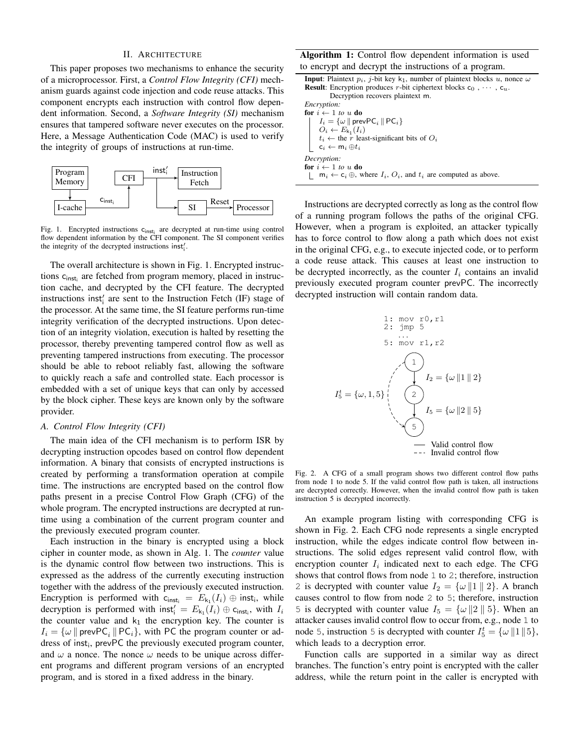## II. Architecture

This paper proposes two mechanisms to enhance the security of a microprocessor. First, a *Control Flow Integrity (CFI)* mechanism guards against code injection and code reuse attacks. This component encrypts each instruction with control flow dependent information. Second, a *Software Integrity (SI)* mechanism ensures that tampered software never executes on the processor. Here, a Message Authentication Code (MAC) is used to verify the integrity of groups of instructions at run-time.

Fig. 1. Encrypted instructions $\mathsf{c}_{\mathsf{inst_i}}$ are decrypted at run-time using control flow dependent information by the CFI component. The SI component verifies the integrity of the decrypted instructions $\mathsf{inst}_\mathsf{i}'$.

The overall architecture is shown in Fig. 1. Encrypted instructions $\mathsf{c}_{\mathsf{inst_i}}$ are fetched from program memory, placed in instruction cache, and decrypted by the CFI feature. The decrypted instructions $\mathsf{inst}_\mathsf{i}'$ are sent to the Instruction Fetch (IF) stage of the processor. At the same time, the SI feature performs run-time integrity verification of the decrypted instructions. Upon detection of an integrity violation, execution is halted by resetting the processor, thereby preventing tampered control flow as well as preventing tampered instructions from executing. The processor should be able to reboot reliably fast, allowing the software to quickly reach a safe and controlled state. Each processor is embedded with a set of unique keys that can only by accessed by the block cipher. These keys are known only by the software provider.

### A. Control Flow Integrity (CFI)

The main idea of the CFI mechanism is to perform ISR by decrypting instruction opcodes based on control flow dependent information. A binary that consists of encrypted instructions is created by performing a transformation operation at compile time. The instructions are encrypted based on the control flow paths present in a precise Control Flow Graph (CFG) of the whole program. The encrypted instructions are decrypted at run-time using a combination of the current program counter and the previously executed program counter.

Each instruction in the binary is encrypted using a block cipher in counter mode, as shown in Alg. 1. The *counter* value is the dynamic control flow between two instructions. This is expressed as the address of the currently executing instruction together with the address of the previously executed instruction. Encryption is performed with $\mathsf{c}_{\mathsf{inst_i}} = E_{\mathsf{k}_1}(I_i) \oplus \mathsf{inst_i}$, while decryption is performed with $\mathsf{inst}_\mathsf{i}' = E_{\mathsf{k}_1}(I_i) \oplus \mathsf{c}_{\mathsf{inst_i}}$, with $I_i$ the counter value and $\mathsf{k}_1$ the encryption key. The counter is $I_i = \{\omega \,\|\, \mathsf{prevPC}_i \,\|\, \mathsf{PC}_i\}$, with $\mathsf{PC}$ the program counter or address of $\mathsf{inst_i}$, $\mathsf{prevPC}$ the previously executed program counter, and $\omega$ a nonce. The nonce $\omega$ needs to be unique across different programs and different program versions of an encrypted program, and is stored in a fixed address in the binary.

**Algorithm 1:** Control flow dependent information is used to encrypt and decrypt the instructions of a program.

**Input**: Plaintext $p_i$, $j$-bit key $\mathsf{k}_1$, number of plaintext blocks $u$, nonce $\omega$
**Result**: Encryption produces $r$-bit ciphertext blocks $\mathsf{c}_0$ , $\cdots$ , $\mathsf{c}_u$. Decryption recovers plaintext $\mathsf{m}$.

*Encryption:*
**for** $i \leftarrow 1$ *to* $u$ **do**
- $I_i = \{\omega \,\|\, \mathsf{prevPC}_i \,\|\, \mathsf{PC}_i\}$
- $O_i \leftarrow E_{\mathsf{k}_1}(I_i)$
- $t_i \leftarrow$ the $r$ least-significant bits of $O_i$
- $\mathsf{c}_i \leftarrow \mathsf{m}_i \oplus t_i$

*Decryption:*
**for** $i \leftarrow 1$ *to* $u$ **do**
- $\mathsf{m}_i \leftarrow \mathsf{c}_i \oplus$, where $I_i$, $O_i$, and $t_i$ are computed as above.

Instructions are decrypted correctly as long as the control flow of a running program follows the paths of the original CFG. However, when a program is exploited, an attacker typically has to force control to flow along a path which does not exist in the original CFG, e.g., to execute injected code, or to perform a code reuse attack. This causes at least one instruction to be decrypted incorrectly, as the counter $I_i$ contains an invalid previously executed program counter $\mathsf{prevPC}$. The incorrectly decrypted instruction will contain random data.

Fig. 2. A CFG of a small program shows two different control flow paths from node 1 to node 5. If the valid control flow path is taken, all instructions are decrypted correctly. However, when the invalid control flow path is taken instruction 5 is decrypted incorrectly.

An example program listing with corresponding CFG is shown in Fig. 2. Each CFG node represents a single encrypted instruction, while the edges indicate control flow between instructions. The solid edges represent valid control flow, with encryption counter $I_i$ indicated next to each edge. The CFG shows that control flows from node `1` to `2`; therefore, instruction `2` is decrypted with counter value $I_2 = \{\omega \,\|1 \,\|\, 2\}$. A branch causes control to flow from node `2` to `5`; therefore, instruction `5` is decrypted with counter value $I_5 = \{\omega \,\|2 \,\|\, 5\}$. When an attacker causes invalid control flow to occur from, e.g., node `1` to node `5`, instruction `5` is decrypted with counter $I_5^t = \{\omega \,\|1 \,\|5\}$, which leads to a decryption error.

Function calls are supported in a similar way as direct branches. The function's entry point is encrypted with the caller address, while the return point in the caller is encrypted with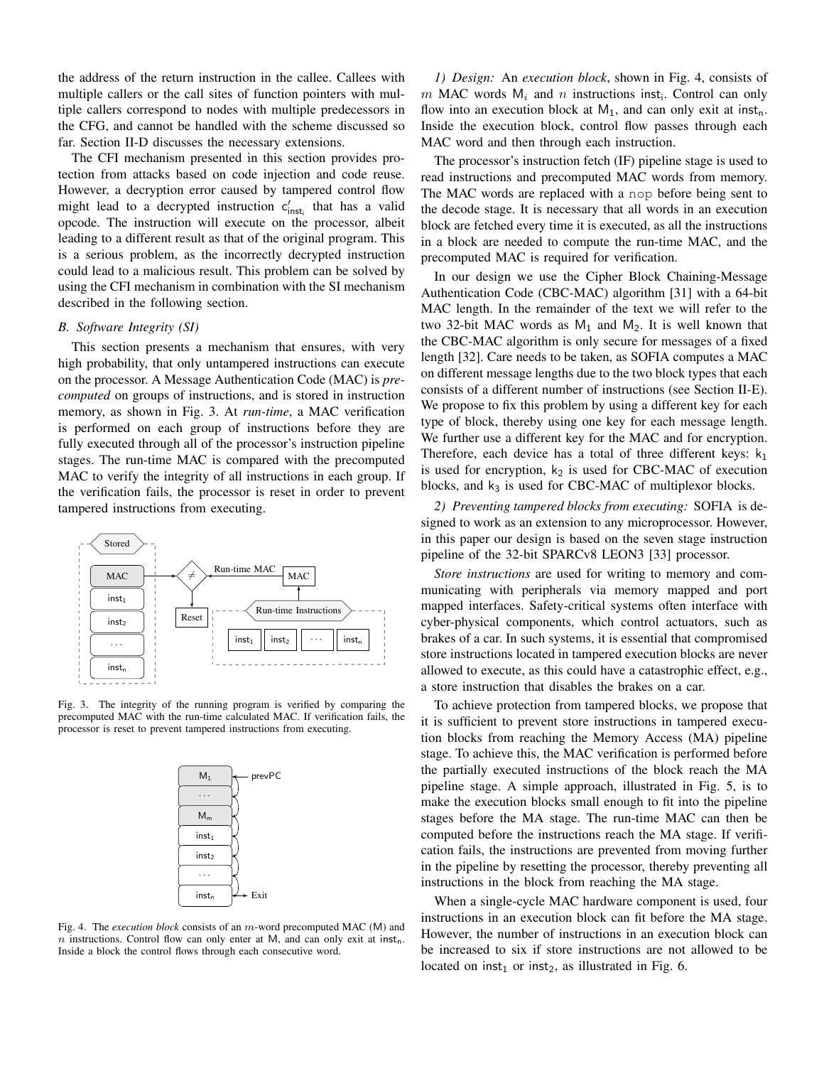the address of the return instruction in the callee. Callees with multiple callers or the call sites of function pointers with multiple callers correspond to nodes with multiple predecessors in the CFG, and cannot be handled with the scheme discussed so far. Section II-D discusses the necessary extensions.

The CFI mechanism presented in this section provides protection from attacks based on code injection and code reuse. However, a decryption error caused by tampered control flow might lead to a decrypted instruction $c'_{\mathsf{inst_i}}$ that has a valid opcode. The instruction will execute on the processor, albeit leading to a different result as that of the original program. This is a serious problem, as the incorrectly decrypted instruction could lead to a malicious result. This problem can be solved by using the CFI mechanism in combination with the SI mechanism described in the following section.

### *B. Software Integrity (SI)*

This section presents a mechanism that ensures, with very high probability, that only untampered instructions can execute on the processor. A Message Authentication Code (MAC) is *precomputed* on groups of instructions, and is stored in instruction memory, as shown in Fig. 3. At *run-time*, a MAC verification is performed on each group of instructions before they are fully executed through all of the processor's instruction pipeline stages. The run-time MAC is compared with the precomputed MAC to verify the integrity of all instructions in each group. If the verification fails, the processor is reset in order to prevent tampered instructions from executing.

Fig. 3. The integrity of the running program is verified by comparing the precomputed MAC with the run-time calculated MAC. If verification fails, the processor is reset to prevent tampered instructions from executing.

Fig. 4. The *execution block* consists of an $m$-word precomputed MAC (M) and $n$ instructions. Control flow can only enter at M, and can only exit at $\mathsf{inst_n}$. Inside a block the control flows through each consecutive word.

*1) Design:* An *execution block*, shown in Fig. 4, consists of $m$ MAC words $\mathsf{M}_i$ and $n$ instructions $\mathsf{inst_i}$. Control can only flow into an execution block at $\mathsf{M_1}$, and can only exit at $\mathsf{inst_n}$. Inside the execution block, control flow passes through each MAC word and then through each instruction.

The processor's instruction fetch (IF) pipeline stage is used to read instructions and precomputed MAC words from memory. The MAC words are replaced with a `nop` before being sent to the decode stage. It is necessary that all words in an execution block are fetched every time it is executed, as all the instructions in a block are needed to compute the run-time MAC, and the precomputed MAC is required for verification.

In our design we use the Cipher Block Chaining-Message Authentication Code (CBC-MAC) algorithm [31] with a 64-bit MAC length. In the remainder of the text we will refer to the two 32-bit MAC words as $\mathsf{M_1}$ and $\mathsf{M_2}$. It is well known that the CBC-MAC algorithm is only secure for messages of a fixed length [32]. Care needs to be taken, as SOFIA computes a MAC on different message lengths due to the two block types that each consists of a different number of instructions (see Section II-E). We propose to fix this problem by using a different key for each type of block, thereby using one key for each message length. We further use a different key for the MAC and for encryption. Therefore, each device has a total of three different keys: $\mathsf{k_1}$ is used for encryption, $\mathsf{k_2}$ is used for CBC-MAC of execution blocks, and $\mathsf{k_3}$ is used for CBC-MAC of multiplexor blocks.

*2) Preventing tampered blocks from executing:* SOFIA is designed to work as an extension to any microprocessor. However, in this paper our design is based on the seven stage instruction pipeline of the 32-bit SPARCv8 LEON3 [33] processor.

*Store instructions* are used for writing to memory and communicating with peripherals via memory mapped and port mapped interfaces. Safety-critical systems often interface with cyber-physical components, which control actuators, such as brakes of a car. In such systems, it is essential that compromised store instructions located in tampered execution blocks are never allowed to execute, as this could have a catastrophic effect, e.g., a store instruction that disables the brakes on a car.

To achieve protection from tampered blocks, we propose that it is sufficient to prevent store instructions in tampered execution blocks from reaching the Memory Access (MA) pipeline stage. To achieve this, the MAC verification is performed before the partially executed instructions of the block reach the MA pipeline stage. A simple approach, illustrated in Fig. 5, is to make the execution blocks small enough to fit into the pipeline stages before the MA stage. The run-time MAC can then be computed before the instructions reach the MA stage. If verification fails, the instructions are prevented from moving further in the pipeline by resetting the processor, thereby preventing all instructions in the block from reaching the MA stage.

When a single-cycle MAC hardware component is used, four instructions in an execution block can fit before the MA stage. However, the number of instructions in an execution block can be increased to six if store instructions are not allowed to be located on $\mathsf{inst_1}$ or $\mathsf{inst_2}$, as illustrated in Fig. 6.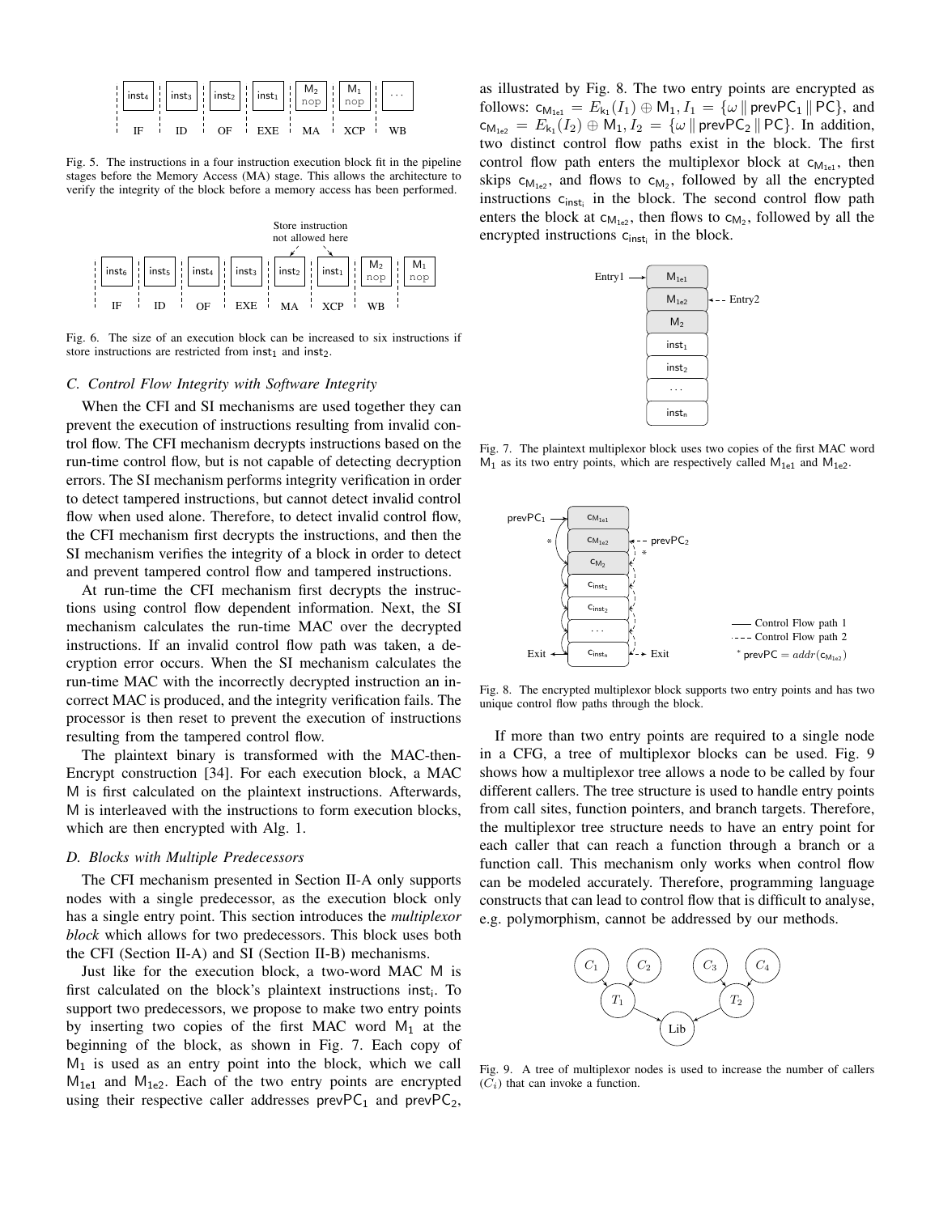Fig. 5. The instructions in a four instruction execution block fit in the pipeline stages before the Memory Access (MA) stage. This allows the architecture to verify the integrity of the block before a memory access has been performed.

Fig. 6. The size of an execution block can be increased to six instructions if store instructions are restricted from $\mathsf{inst}_1$ and $\mathsf{inst}_2$.

### C. Control Flow Integrity with Software Integrity

When the CFI and SI mechanisms are used together they can prevent the execution of instructions resulting from invalid control flow. The CFI mechanism decrypts instructions based on the run-time control flow, but is not capable of detecting decryption errors. The SI mechanism performs integrity verification in order to detect tampered instructions, but cannot detect invalid control flow when used alone. Therefore, to detect invalid control flow, the CFI mechanism first decrypts the instructions, and then the SI mechanism verifies the integrity of a block in order to detect and prevent tampered control flow and tampered instructions.

At run-time the CFI mechanism first decrypts the instructions using control flow dependent information. Next, the SI mechanism calculates the run-time MAC over the decrypted instructions. If an invalid control flow path was taken, a decryption error occurs. When the SI mechanism calculates the run-time MAC with the incorrectly decrypted instruction an incorrect MAC is produced, and the integrity verification fails. The processor is then reset to prevent the execution of instructions resulting from the tampered control flow.

The plaintext binary is transformed with the MAC-then-Encrypt construction [34]. For each execution block, a MAC $\mathsf{M}$ is first calculated on the plaintext instructions. Afterwards, $\mathsf{M}$ is interleaved with the instructions to form execution blocks, which are then encrypted with Alg. 1.

### D. Blocks with Multiple Predecessors

The CFI mechanism presented in Section II-A only supports nodes with a single predecessor, as the execution block only has a single entry point. This section introduces the *multiplexor block* which allows for two predecessors. This block uses both the CFI (Section II-A) and SI (Section II-B) mechanisms.

Just like for the execution block, a two-word MAC $\mathsf{M}$ is first calculated on the block's plaintext instructions $\mathsf{inst_i}$. To support two predecessors, we propose to make two entry points by inserting two copies of the first MAC word $\mathsf{M}_1$ at the beginning of the block, as shown in Fig. 7. Each copy of $\mathsf{M}_1$ is used as an entry point into the block, which we call $\mathsf{M}_{1e1}$ and $\mathsf{M}_{1e2}$. Each of the two entry points are encrypted using their respective caller addresses $\mathsf{prevPC}_1$ and $\mathsf{prevPC}_2$, as illustrated by Fig. 8. The two entry points are encrypted as follows: $\mathsf{c}_{\mathsf{M}_{1e1}} = E_{\mathsf{k}_1}(I_1) \oplus \mathsf{M}_1, I_1 = \{\omega \,\|\, \mathsf{prevPC}_1 \,\|\, \mathsf{PC}\}$, and $\mathsf{c}_{\mathsf{M}_{1e2}} = E_{\mathsf{k}_1}(I_2) \oplus \mathsf{M}_1, I_2 = \{\omega \,\|\, \mathsf{prevPC}_2 \,\|\, \mathsf{PC}\}$. In addition, two distinct control flow paths exist in the block. The first control flow path enters the multiplexor block at $\mathsf{c}_{\mathsf{M}_{1e1}}$, then skips $\mathsf{c}_{\mathsf{M}_{1e2}}$, and flows to $\mathsf{c}_{\mathsf{M}_2}$, followed by all the encrypted instructions $\mathsf{c}_{\mathsf{inst_i}}$ in the block. The second control flow path enters the block at $\mathsf{c}_{\mathsf{M}_{1e2}}$, then flows to $\mathsf{c}_{\mathsf{M}_2}$, followed by all the encrypted instructions $\mathsf{c}_{\mathsf{inst_i}}$ in the block.

Fig. 7. The plaintext multiplexor block uses two copies of the first MAC word $\mathsf{M}_1$ as its two entry points, which are respectively called $\mathsf{M}_{1e1}$ and $\mathsf{M}_{1e2}$.

Fig. 8. The encrypted multiplexor block supports two entry points and has two unique control flow paths through the block.

If more than two entry points are required to a single node in a CFG, a tree of multiplexor blocks can be used. Fig. 9 shows how a multiplexor tree allows a node to be called by four different callers. The tree structure is used to handle entry points from call sites, function pointers, and branch targets. Therefore, the multiplexor tree structure needs to have an entry point for each caller that can reach a function through a branch or a function call. This mechanism only works when control flow can be modeled accurately. Therefore, programming language constructs that can lead to control flow that is difficult to analyse, e.g. polymorphism, cannot be addressed by our methods.

Fig. 9. A tree of multiplexor nodes is used to increase the number of callers ($C_i$) that can invoke a function.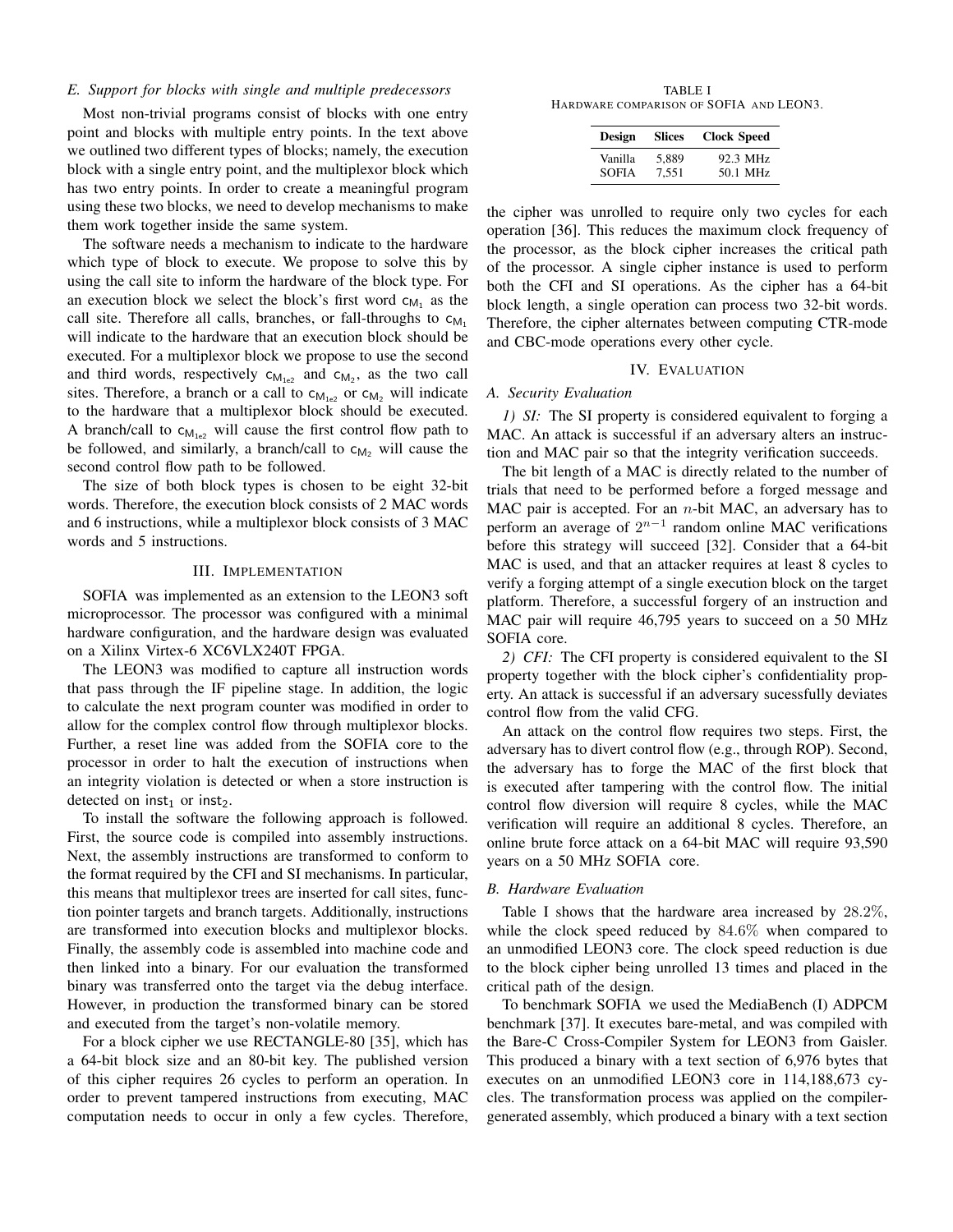### E. Support for blocks with single and multiple predecessors

Most non-trivial programs consist of blocks with one entry point and blocks with multiple entry points. In the text above we outlined two different types of blocks; namely, the execution block with a single entry point, and the multiplexor block which has two entry points. In order to create a meaningful program using these two blocks, we need to develop mechanisms to make them work together inside the same system.

The software needs a mechanism to indicate to the hardware which type of block to execute. We propose to solve this by using the call site to inform the hardware of the block type. For an execution block we select the block's first word $c_{M_1}$ as the call site. Therefore all calls, branches, or fall-throughs to $c_{M_1}$ will indicate to the hardware that an execution block should be executed. For a multiplexor block we propose to use the second and third words, respectively $c_{M_{1e2}}$ and $c_{M_2}$, as the two call sites. Therefore, a branch or a call to $c_{M_{1e2}}$ or $c_{M_2}$ will indicate to the hardware that a multiplexor block should be executed. A branch/call to $c_{M_{1e2}}$ will cause the first control flow path to be followed, and similarly, a branch/call to $c_{M_2}$ will cause the second control flow path to be followed.

The size of both block types is chosen to be eight 32-bit words. Therefore, the execution block consists of 2 MAC words and 6 instructions, while a multiplexor block consists of 3 MAC words and 5 instructions.

## III. Implementation

SOFIA was implemented as an extension to the LEON3 soft microprocessor. The processor was configured with a minimal hardware configuration, and the hardware design was evaluated on a Xilinx Virtex-6 XC6VLX240T FPGA.

The LEON3 was modified to capture all instruction words that pass through the IF pipeline stage. In addition, the logic to calculate the next program counter was modified in order to allow for the complex control flow through multiplexor blocks. Further, a reset line was added from the SOFIA core to the processor in order to halt the execution of instructions when an integrity violation is detected or when a store instruction is detected on $inst_1$ or $inst_2$.

To install the software the following approach is followed. First, the source code is compiled into assembly instructions. Next, the assembly instructions are transformed to conform to the format required by the CFI and SI mechanisms. In particular, this means that multiplexor trees are inserted for call sites, function pointer targets and branch targets. Additionally, instructions are transformed into execution blocks and multiplexor blocks. Finally, the assembly code is assembled into machine code and then linked into a binary. For our evaluation the transformed binary was transferred onto the target via the debug interface. However, in production the transformed binary can be stored and executed from the target's non-volatile memory.

For a block cipher we use RECTANGLE-80 [35], which has a 64-bit block size and an 80-bit key. The published version of this cipher requires 26 cycles to perform an operation. In order to prevent tampered instructions from executing, MAC computation needs to occur in only a few cycles. Therefore, the cipher was unrolled to require only two cycles for each operation [36]. This reduces the maximum clock frequency of the processor, as the block cipher increases the critical path of the processor. A single cipher instance is used to perform both the CFI and SI operations. As the cipher has a 64-bit block length, a single operation can process two 32-bit words. Therefore, the cipher alternates between computing CTR-mode and CBC-mode operations every other cycle.

TABLE I
Hardware comparison of SOFIA and LEON3.

| Design | Slices | Clock Speed |
|---|---|---|
| Vanilla | 5,889 | 92.3 MHz |
| SOFIA | 7,551 | 50.1 MHz |

## IV. Evaluation

### A. Security Evaluation

*1) SI:* The SI property is considered equivalent to forging a MAC. An attack is successful if an adversary alters an instruction and MAC pair so that the integrity verification succeeds.

The bit length of a MAC is directly related to the number of trials that need to be performed before a forged message and MAC pair is accepted. For an $n$-bit MAC, an adversary has to perform an average of $2^{n-1}$ random online MAC verifications before this strategy will succeed [32]. Consider that a 64-bit MAC is used, and that an attacker requires at least 8 cycles to verify a forging attempt of a single execution block on the target platform. Therefore, a successful forgery of an instruction and MAC pair will require 46,795 years to succeed on a 50 MHz SOFIA core.

*2) CFI:* The CFI property is considered equivalent to the SI property together with the block cipher's confidentiality property. An attack is successful if an adversary sucessfully deviates control flow from the valid CFG.

An attack on the control flow requires two steps. First, the adversary has to divert control flow (e.g., through ROP). Second, the adversary has to forge the MAC of the first block that is executed after tampering with the control flow. The initial control flow diversion will require 8 cycles, while the MAC verification will require an additional 8 cycles. Therefore, an online brute force attack on a 64-bit MAC will require 93,590 years on a 50 MHz SOFIA core.

### B. Hardware Evaluation

Table I shows that the hardware area increased by $28.2\%$, while the clock speed reduced by $84.6\%$ when compared to an unmodified LEON3 core. The clock speed reduction is due to the block cipher being unrolled 13 times and placed in the critical path of the design.

To benchmark SOFIA we used the MediaBench (I) ADPCM benchmark [37]. It executes bare-metal, and was compiled with the Bare-C Cross-Compiler System for LEON3 from Gaisler. This produced a binary with a text section of 6,976 bytes that executes on an unmodified LEON3 core in 114,188,673 cycles. The transformation process was applied on the compiler-generated assembly, which produced a binary with a text section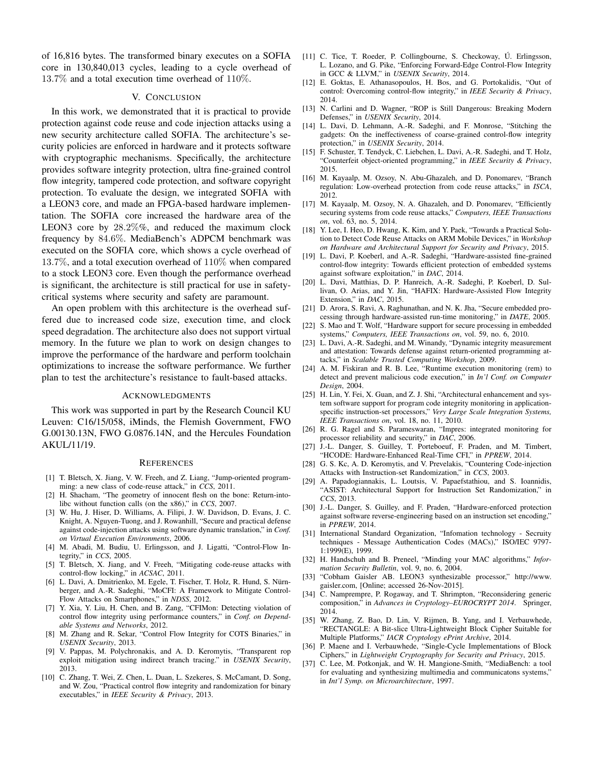of 16,816 bytes. The transformed binary executes on a SOFIA core in 130,840,013 cycles, leading to a cycle overhead of 13.7% and a total execution time overhead of 110%.

## V. Conclusion

In this work, we demonstrated that it is practical to provide protection against code reuse and code injection attacks using a new security architecture called SOFIA. The architecture's security policies are enforced in hardware and it protects software with cryptographic mechanisms. Specifically, the architecture provides software integrity protection, ultra fine-grained control flow integrity, tampered code protection, and software copyright protection. To evaluate the design, we integrated SOFIA with a LEON3 core, and made an FPGA-based hardware implementation. The SOFIA core increased the hardware area of the LEON3 core by 28.2%%, and reduced the maximum clock frequency by 84.6%. MediaBench's ADPCM benchmark was executed on the SOFIA core, which shows a cycle overhead of 13.7%, and a total execution overhead of 110% when compared to a stock LEON3 core. Even though the performance overhead is significant, the architecture is still practical for use in safety-critical systems where security and safety are paramount.

An open problem with this architecture is the overhead suffered due to increased code size, execution time, and clock speed degradation. The architecture also does not support virtual memory. In the future we plan to work on design changes to improve the performance of the hardware and perform toolchain optimizations to increase the software performance. We further plan to test the architecture's resistance to fault-based attacks.

## Acknowledgments

This work was supported in part by the Research Council KU Leuven: C16/15/058, iMinds, the Flemish Government, FWO G.00130.13N, FWO G.0876.14N, and the Hercules Foundation AKUL/11/19.

## References

[1] T. Bletsch, X. Jiang, V. W. Freeh, and Z. Liang, "Jump-oriented programming: a new class of code-reuse attack," in *CCS*, 2011.

[2] H. Shacham, "The geometry of innocent flesh on the bone: Return-into-libc without function calls (on the x86)," in *CCS*, 2007.

[3] W. Hu, J. Hiser, D. Williams, A. Filipi, J. W. Davidson, D. Evans, J. C. Knight, A. Nguyen-Tuong, and J. Rowanhill, "Secure and practical defense against code-injection attacks using software dynamic translation," in *Conf. on Virtual Execution Environments*, 2006.

[4] M. Abadi, M. Budiu, U. Erlingsson, and J. Ligatti, "Control-Flow Integrity," in *CCS*, 2005.

[5] T. Bletsch, X. Jiang, and V. Freeh, "Mitigating code-reuse attacks with control-flow locking," in *ACSAC*, 2011.

[6] L. Davi, A. Dmitrienko, M. Egele, T. Fischer, T. Holz, R. Hund, S. Nürnberger, and A.-R. Sadeghi, "MoCFI: A Framework to Mitigate Control-Flow Attacks on Smartphones," in *NDSS*, 2012.

[7] Y. Xia, Y. Liu, H. Chen, and B. Zang, "CFIMon: Detecting violation of control flow integrity using performance counters," in *Conf. on Dependable Systems and Networks*, 2012.

[8] M. Zhang and R. Sekar, "Control Flow Integrity for COTS Binaries," in *USENIX Security*, 2013.

[9] V. Pappas, M. Polychronakis, and A. D. Keromytis, "Transparent rop exploit mitigation using indirect branch tracing." in *USENIX Security*, 2013.

[10] C. Zhang, T. Wei, Z. Chen, L. Duan, L. Szekeres, S. McCamant, D. Song, and W. Zou, "Practical control flow integrity and randomization for binary executables," in *IEEE Security & Privacy*, 2013.

[11] C. Tice, T. Roeder, P. Collingbourne, S. Checkoway, Ú. Erlingsson, L. Lozano, and G. Pike, "Enforcing Forward-Edge Control-Flow Integrity in GCC & LLVM," in *USENIX Security*, 2014.

[12] E. Goktas, E. Athanasopoulos, H. Bos, and G. Portokalidis, "Out of control: Overcoming control-flow integrity," in *IEEE Security & Privacy*, 2014.

[13] N. Carlini and D. Wagner, "ROP is Still Dangerous: Breaking Modern Defenses," in *USENIX Security*, 2014.

[14] L. Davi, D. Lehmann, A.-R. Sadeghi, and F. Monrose, "Stitching the gadgets: On the ineffectiveness of coarse-grained control-flow integrity protection," in *USENIX Security*, 2014.

[15] F. Schuster, T. Tendyck, C. Liebchen, L. Davi, A.-R. Sadeghi, and T. Holz, "Counterfeit object-oriented programming," in *IEEE Security & Privacy*, 2015.

[16] M. Kayaalp, M. Ozsoy, N. Abu-Ghazaleh, and D. Ponomarev, "Branch regulation: Low-overhead protection from code reuse attacks," in *ISCA*, 2012.

[17] M. Kayaalp, M. Ozsoy, N. A. Ghazaleh, and D. Ponomarev, "Efficiently securing systems from code reuse attacks," *Computers, IEEE Transactions on*, vol. 63, no. 5, 2014.

[18] Y. Lee, I. Heo, D. Hwang, K. Kim, and Y. Paek, "Towards a Practical Solution to Detect Code Reuse Attacks on ARM Mobile Devices," in *Workshop on Hardware and Architectural Support for Security and Privacy*, 2015.

[19] L. Davi, P. Koeberl, and A.-R. Sadeghi, "Hardware-assisted fine-grained control-flow integrity: Towards efficient protection of embedded systems against software exploitation," in *DAC*, 2014.

[20] L. Davi, Matthias, D. P. Hanreich, A.-R. Sadeghi, P. Koeberl, D. Sullivan, O. Arias, and Y. Jin, "HAFIX: Hardware-Assisted Flow Integrity Extension," in *DAC*, 2015.

[21] D. Arora, S. Ravi, A. Raghunathan, and N. K. Jha, "Secure embedded processing through hardware-assisted run-time monitoring," in *DATE*, 2005.

[22] S. Mao and T. Wolf, "Hardware support for secure processing in embedded systems," *Computers, IEEE Transactions on*, vol. 59, no. 6, 2010.

[23] L. Davi, A.-R. Sadeghi, and M. Winandy, "Dynamic integrity measurement and attestation: Towards defense against return-oriented programming attacks," in *Scalable Trusted Computing Workshop*, 2009.

[24] A. M. Fiskiran and R. B. Lee, "Runtime execution monitoring (rem) to detect and prevent malicious code execution," in *In'l Conf. on Computer Design*, 2004.

[25] H. Lin, Y. Fei, X. Guan, and Z. J. Shi, "Architectural enhancement and system software support for program code integrity monitoring in application-specific instruction-set processors," *Very Large Scale Integration Systems, IEEE Transactions on*, vol. 18, no. 11, 2010.

[26] R. G. Ragel and S. Parameswaran, "Impres: integrated monitoring for processor reliability and security," in *DAC*, 2006.

[27] J.-L. Danger, S. Guilley, T. Porteboeuf, F. Praden, and M. Timbert, "HCODE: Hardware-Enhanced Real-Time CFI," in *PPREW*, 2014.

[28] G. S. Kc, A. D. Keromytis, and V. Prevelakis, "Countering Code-injection Attacks with Instruction-set Randomization," in *CCS*, 2003.

[29] A. Papadogiannakis, L. Loutsis, V. Papaefstathiou, and S. Ioannidis, "ASIST: Architectural Support for Instruction Set Randomization," in *CCS*, 2013.

[30] J.-L. Danger, S. Guilley, and F. Praden, "Hardware-enforced protection against software reverse-engineering based on an instruction set encoding," in *PPREW*, 2014.

[31] International Standard Organization, "Infomation technology - Secruity techniques - Message Authentication Codes (MACs)," ISO/IEC 9797-1:1999(E), 1999.

[32] H. Handschuh and B. Preneel, "Minding your MAC algorithms," *Information Security Bulletin*, vol. 9, no. 6, 2004.

[33] "Cobham Gaisler AB. LEON3 synthesizable processor," http://www.gaisler.com, [Online; accessed 26-Nov-2015].

[34] C. Namprempre, P. Rogaway, and T. Shrimpton, "Reconsidering generic composition," in *Advances in Cryptology–EUROCRYPT 2014*. Springer, 2014.

[35] W. Zhang, Z. Bao, D. Lin, V. Rijmen, B. Yang, and I. Verbauwhede, "RECTANGLE: A Bit-slice Ultra-Lightweight Block Cipher Suitable for Multiple Platforms," *IACR Cryptology ePrint Archive*, 2014.

[36] P. Maene and I. Verbauwhede, "Single-Cycle Implementations of Block Ciphers," in *Lightweight Cryptography for Security and Privacy*, 2015.

[37] C. Lee, M. Potkonjak, and W. H. Mangione-Smith, "MediaBench: a tool for evaluating and synthesizing multimedia and communicatons systems," in *Int'l Symp. on Microarchitecture*, 1997.